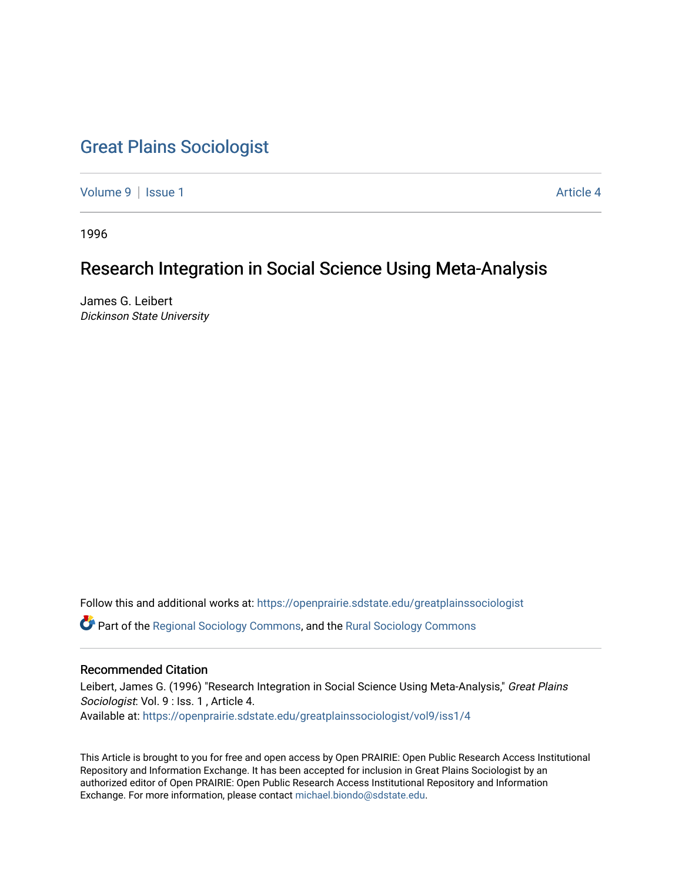# Great Plains Sociologist

Volume 9 | Issue 1 Article 4

1996

## Research Integration in Social Science Using Meta-Analysis

James G. Leibert
*Dickinson State University*

Follow this and additional works at: https://openprairie.sdstate.edu/greatplainssociologist

Part of the Regional Sociology Commons, and the Rural Sociology Commons

### Recommended Citation

Leibert, James G. (1996) "Research Integration in Social Science Using Meta-Analysis," *Great Plains Sociologist*: Vol. 9 : Iss. 1 , Article 4.
Available at: https://openprairie.sdstate.edu/greatplainssociologist/vol9/iss1/4

This Article is brought to you for free and open access by Open PRAIRIE: Open Public Research Access Institutional Repository and Information Exchange. It has been accepted for inclusion in Great Plains Sociologist by an authorized editor of Open PRAIRIE: Open Public Research Access Institutional Repository and Information Exchange. For more information, please contact michael.biondo@sdstate.edu.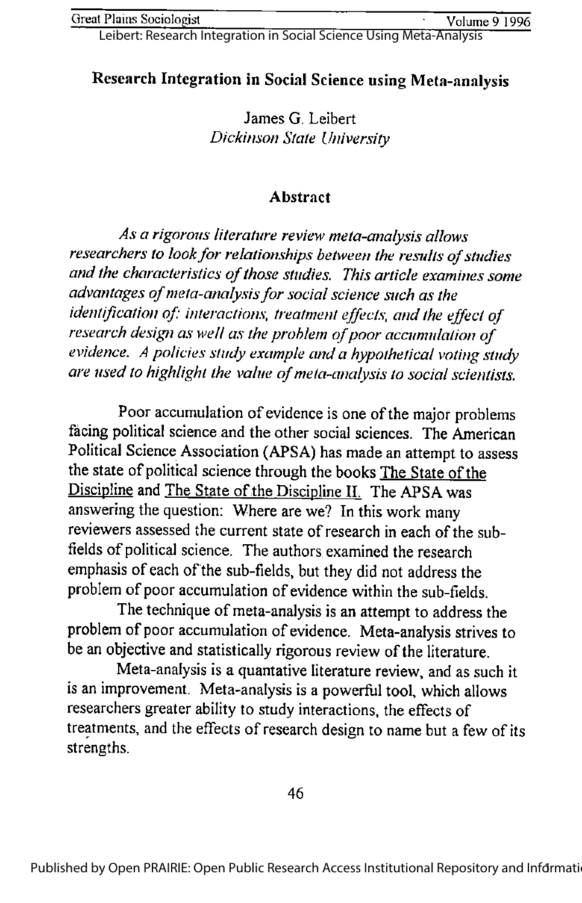# Research Integration in Social Science using Meta-analysis

James G. Leibert
*Dickinson State University*

## Abstract

*As a rigorous literature review meta-analysis allows researchers to look for relationships between the results of studies and the characteristics of those studies. This article examines some advantages of meta-analysis for social science such as the identification of: interactions, treatment effects, and the effect of research design as well as the problem of poor accumulation of evidence. A policies study example and a hypothetical voting study are used to highlight the value of meta-analysis to social scientists.*

Poor accumulation of evidence is one of the major problems facing political science and the other social sciences. The American Political Science Association (APSA) has made an attempt to assess the state of political science through the books The State of the Discipline and The State of the Discipline II. The APSA was answering the question: Where are we? In this work many reviewers assessed the current state of research in each of the sub-fields of political science. The authors examined the research emphasis of each of the sub-fields, but they did not address the problem of poor accumulation of evidence within the sub-fields.

The technique of meta-analysis is an attempt to address the problem of poor accumulation of evidence. Meta-analysis strives to be an objective and statistically rigorous review of the literature.

Meta-analysis is a quantative literature review, and as such it is an improvement. Meta-analysis is a powerful tool, which allows researchers greater ability to study interactions, the effects of treatments, and the effects of research design to name but a few of its strengths.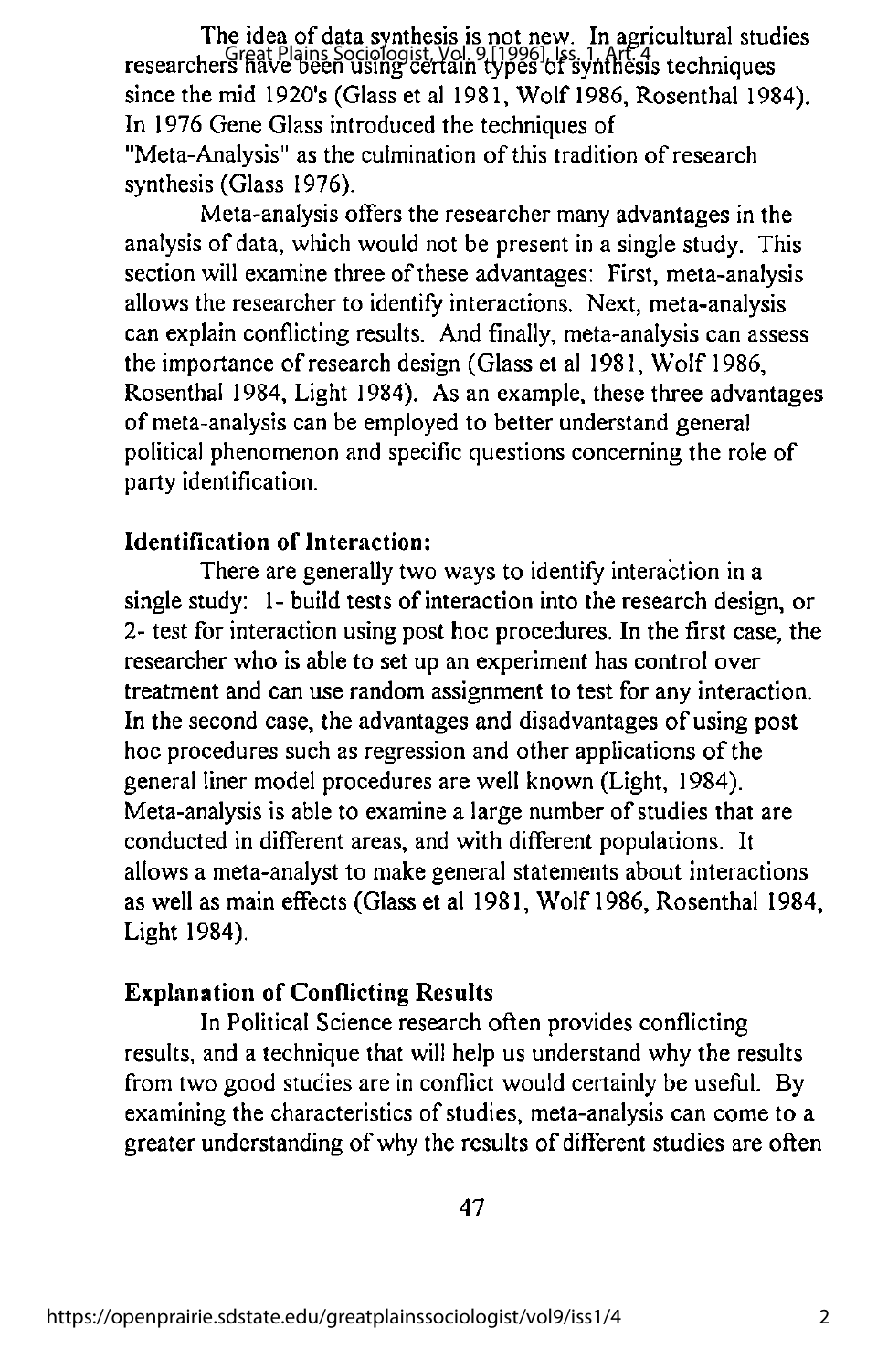The idea of data synthesis is not new. In agricultural studies researchers have been using certain types of synthesis techniques since the mid 1920's (Glass et al 1981, Wolf 1986, Rosenthal 1984). In 1976 Gene Glass introduced the techniques of "Meta-Analysis" as the culmination of this tradition of research synthesis (Glass 1976).

Meta-analysis offers the researcher many advantages in the analysis of data, which would not be present in a single study. This section will examine three of these advantages: First, meta-analysis allows the researcher to identify interactions. Next, meta-analysis can explain conflicting results. And finally, meta-analysis can assess the importance of research design (Glass et al 1981, Wolf 1986, Rosenthal 1984, Light 1984). As an example, these three advantages of meta-analysis can be employed to better understand general political phenomenon and specific questions concerning the role of party identification.

### Identification of Interaction:

There are generally two ways to identify interaction in a single study: 1- build tests of interaction into the research design, or 2- test for interaction using post hoc procedures. In the first case, the researcher who is able to set up an experiment has control over treatment and can use random assignment to test for any interaction. In the second case, the advantages and disadvantages of using post hoc procedures such as regression and other applications of the general liner model procedures are well known (Light, 1984). Meta-analysis is able to examine a large number of studies that are conducted in different areas, and with different populations. It allows a meta-analyst to make general statements about interactions as well as main effects (Glass et al 1981, Wolf 1986, Rosenthal 1984, Light 1984).

### Explanation of Conflicting Results

In Political Science research often provides conflicting results, and a technique that will help us understand why the results from two good studies are in conflict would certainly be useful. By examining the characteristics of studies, meta-analysis can come to a greater understanding of why the results of different studies are often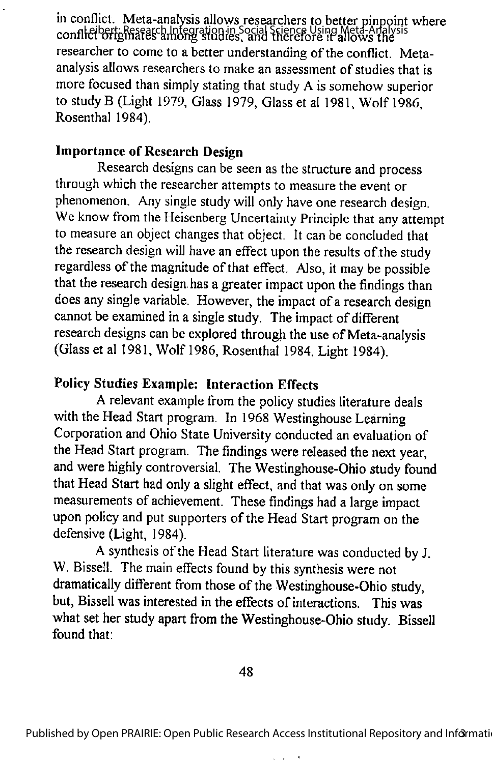in conflict. Meta-analysis allows researchers to better pinpoint where conflict originates among studies, and therefore it allows the researcher to come to a better understanding of the conflict. Meta-analysis allows researchers to make an assessment of studies that is more focused than simply stating that study A is somehow superior to study B (Light 1979, Glass 1979, Glass et al 1981, Wolf 1986, Rosenthal 1984).

### Importance of Research Design

Research designs can be seen as the structure and process through which the researcher attempts to measure the event or phenomenon. Any single study will only have one research design. We know from the Heisenberg Uncertainty Principle that any attempt to measure an object changes that object. It can be concluded that the research design will have an effect upon the results of the study regardless of the magnitude of that effect. Also, it may be possible that the research design has a greater impact upon the findings than does any single variable. However, the impact of a research design cannot be examined in a single study. The impact of different research designs can be explored through the use of Meta-analysis (Glass et al 1981, Wolf 1986, Rosenthal 1984, Light 1984).

### Policy Studies Example: Interaction Effects

A relevant example from the policy studies literature deals with the Head Start program. In 1968 Westinghouse Learning Corporation and Ohio State University conducted an evaluation of the Head Start program. The findings were released the next year, and were highly controversial. The Westinghouse-Ohio study found that Head Start had only a slight effect, and that was only on some measurements of achievement. These findings had a large impact upon policy and put supporters of the Head Start program on the defensive (Light, 1984).

A synthesis of the Head Start literature was conducted by J. W. Bissell. The main effects found by this synthesis were not dramatically different from those of the Westinghouse-Ohio study, but, Bissell was interested in the effects of interactions. This was what set her study apart from the Westinghouse-Ohio study. Bissell found that: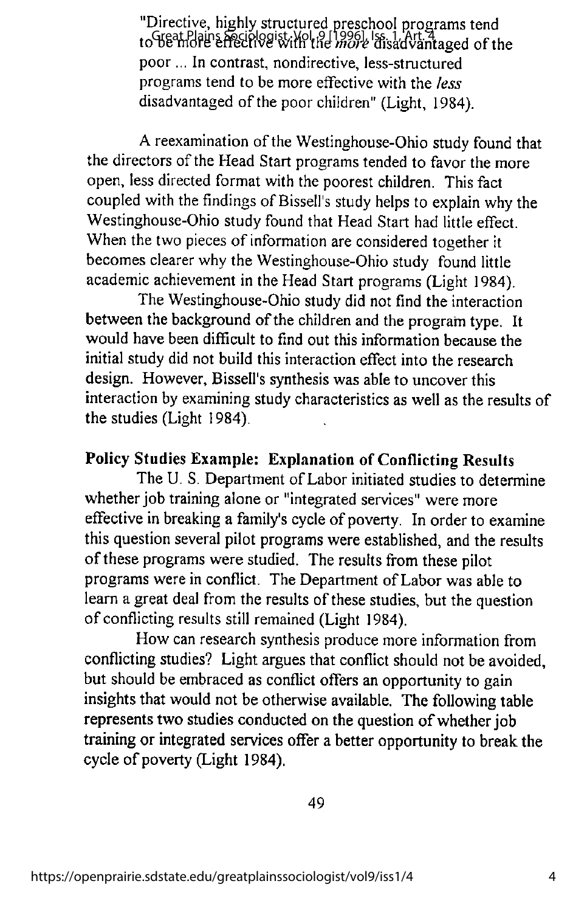"Directive, highly structured preschool programs tend to be more effective with the *more* disadvantaged of the poor ... In contrast, nondirective, less-structured programs tend to be more effective with the *less* disadvantaged of the poor children" (Light, 1984).

A reexamination of the Westinghouse-Ohio study found that the directors of the Head Start programs tended to favor the more open, less directed format with the poorest children. This fact coupled with the findings of Bissell's study helps to explain why the Westinghouse-Ohio study found that Head Start had little effect. When the two pieces of information are considered together it becomes clearer why the Westinghouse-Ohio study found little academic achievement in the Head Start programs (Light 1984).

The Westinghouse-Ohio study did not find the interaction between the background of the children and the program type. It would have been difficult to find out this information because the initial study did not build this interaction effect into the research design. However, Bissell's synthesis was able to uncover this interaction by examining study characteristics as well as the results of the studies (Light 1984).

**Policy Studies Example: Explanation of Conflicting Results**

The U. S. Department of Labor initiated studies to determine whether job training alone or "integrated services" were more effective in breaking a family's cycle of poverty. In order to examine this question several pilot programs were established, and the results of these programs were studied. The results from these pilot programs were in conflict. The Department of Labor was able to learn a great deal from the results of these studies, but the question of conflicting results still remained (Light 1984).

How can research synthesis produce more information from conflicting studies? Light argues that conflict should not be avoided, but should be embraced as conflict offers an opportunity to gain insights that would not be otherwise available. The following table represents two studies conducted on the question of whether job training or integrated services offer a better opportunity to break the cycle of poverty (Light 1984).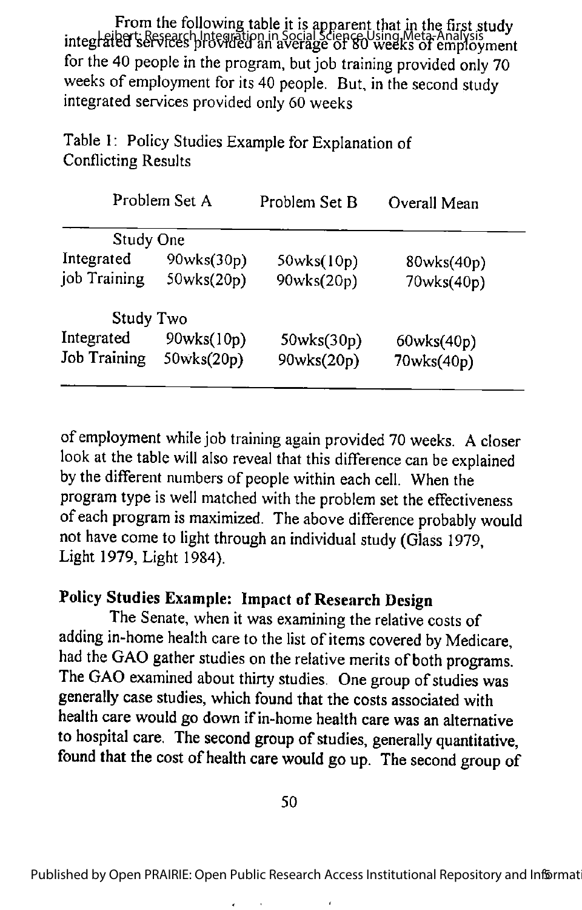From the following table it is apparent that in the first study integrated services provided an average of 80 weeks of employment for the 40 people in the program, but job training provided only 70 weeks of employment for its 40 people. But, in the second study integrated services provided only 60 weeks

Table 1: Policy Studies Example for Explanation of Conflicting Results

| | Problem Set A | Problem Set B | Overall Mean |
|---|---|---|---|
| **Study One** | | | |
| Integrated | 90wks(30p) | 50wks(10p) | 80wks(40p) |
| job Training | 50wks(20p) | 90wks(20p) | 70wks(40p) |
| **Study Two** | | | |
| Integrated | 90wks(10p) | 50wks(30p) | 60wks(40p) |
| Job Training | 50wks(20p) | 90wks(20p) | 70wks(40p) |

of employment while job training again provided 70 weeks. A closer look at the table will also reveal that this difference can be explained by the different numbers of people within each cell. When the program type is well matched with the problem set the effectiveness of each program is maximized. The above difference probably would not have come to light through an individual study (Glass 1979, Light 1979, Light 1984).

## Policy Studies Example: Impact of Research Design

The Senate, when it was examining the relative costs of adding in-home health care to the list of items covered by Medicare, had the GAO gather studies on the relative merits of both programs. The GAO examined about thirty studies. One group of studies was generally case studies, which found that the costs associated with health care would go down if in-home health care was an alternative to hospital care. The second group of studies, generally quantitative, found that the cost of health care would go up. The second group of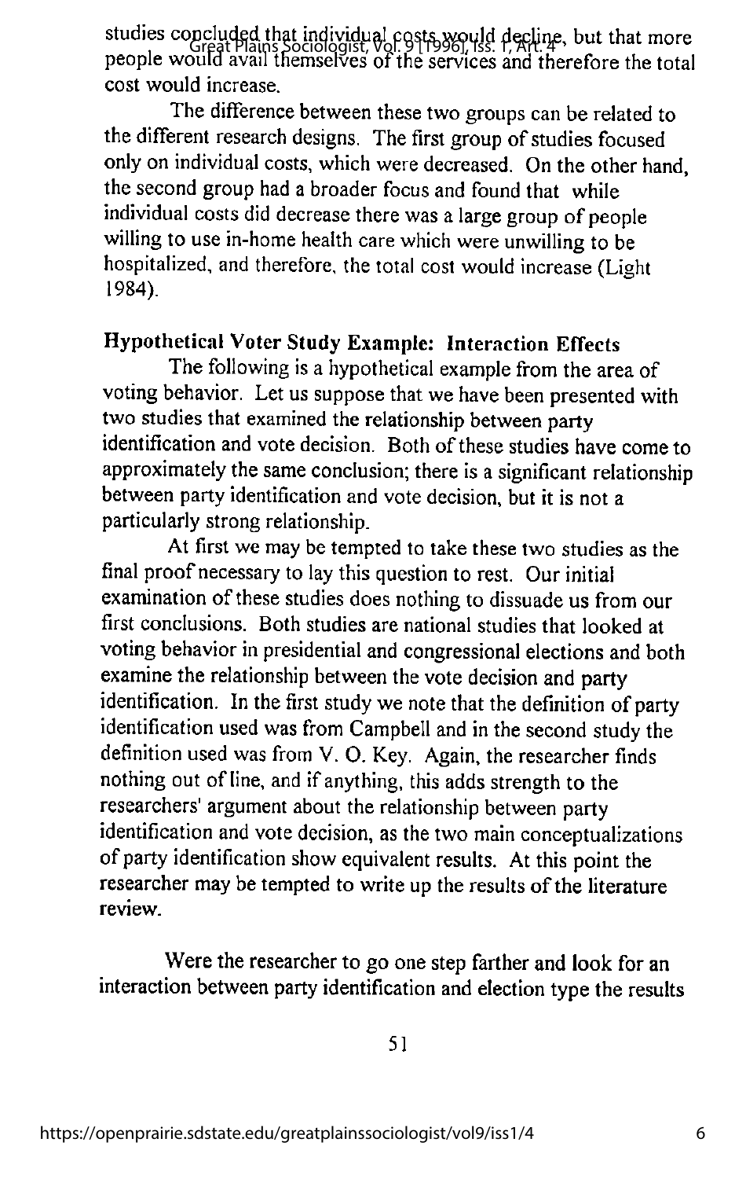studies concluded that individual costs would decline, but that more people would avail themselves of the services and therefore the total cost would increase.

The difference between these two groups can be related to the different research designs. The first group of studies focused only on individual costs, which were decreased. On the other hand, the second group had a broader focus and found that while individual costs did decrease there was a large group of people willing to use in-home health care which were unwilling to be hospitalized, and therefore, the total cost would increase (Light 1984).

### Hypothetical Voter Study Example: Interaction Effects

The following is a hypothetical example from the area of voting behavior. Let us suppose that we have been presented with two studies that examined the relationship between party identification and vote decision. Both of these studies have come to approximately the same conclusion; there is a significant relationship between party identification and vote decision, but it is not a particularly strong relationship.

At first we may be tempted to take these two studies as the final proof necessary to lay this question to rest. Our initial examination of these studies does nothing to dissuade us from our first conclusions. Both studies are national studies that looked at voting behavior in presidential and congressional elections and both examine the relationship between the vote decision and party identification. In the first study we note that the definition of party identification used was from Campbell and in the second study the definition used was from V. O. Key. Again, the researcher finds nothing out of line, and if anything, this adds strength to the researchers' argument about the relationship between party identification and vote decision, as the two main conceptualizations of party identification show equivalent results. At this point the researcher may be tempted to write up the results of the literature review.

Were the researcher to go one step farther and look for an interaction between party identification and election type the results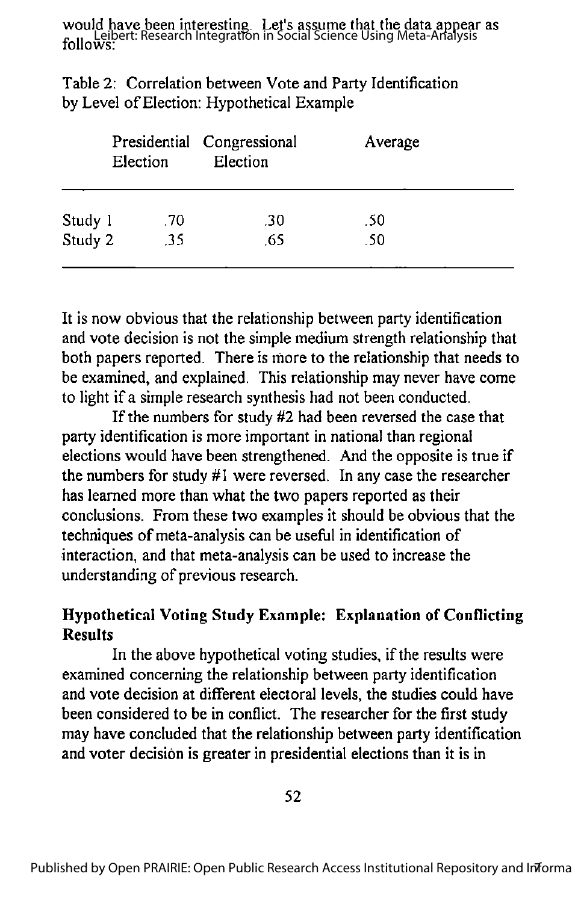would have been interesting. Let's assume that the data appear as follows:

Table 2: Correlation between Vote and Party Identification by Level of Election: Hypothetical Example

| | Presidential Election | Congressional Election | Average |
|---|---|---|---|
| Study 1 | .70 | .30 | .50 |
| Study 2 | .35 | .65 | .50 |

It is now obvious that the relationship between party identification and vote decision is not the simple medium strength relationship that both papers reported. There is more to the relationship that needs to be examined, and explained. This relationship may never have come to light if a simple research synthesis had not been conducted.

If the numbers for study #2 had been reversed the case that party identification is more important in national than regional elections would have been strengthened. And the opposite is true if the numbers for study #1 were reversed. In any case the researcher has learned more than what the two papers reported as their conclusions. From these two examples it should be obvious that the techniques of meta-analysis can be useful in identification of interaction, and that meta-analysis can be used to increase the understanding of previous research.

### Hypothetical Voting Study Example: Explanation of Conflicting Results

In the above hypothetical voting studies, if the results were examined concerning the relationship between party identification and vote decision at different electoral levels, the studies could have been considered to be in conflict. The researcher for the first study may have concluded that the relationship between party identification and voter decision is greater in presidential elections than it is in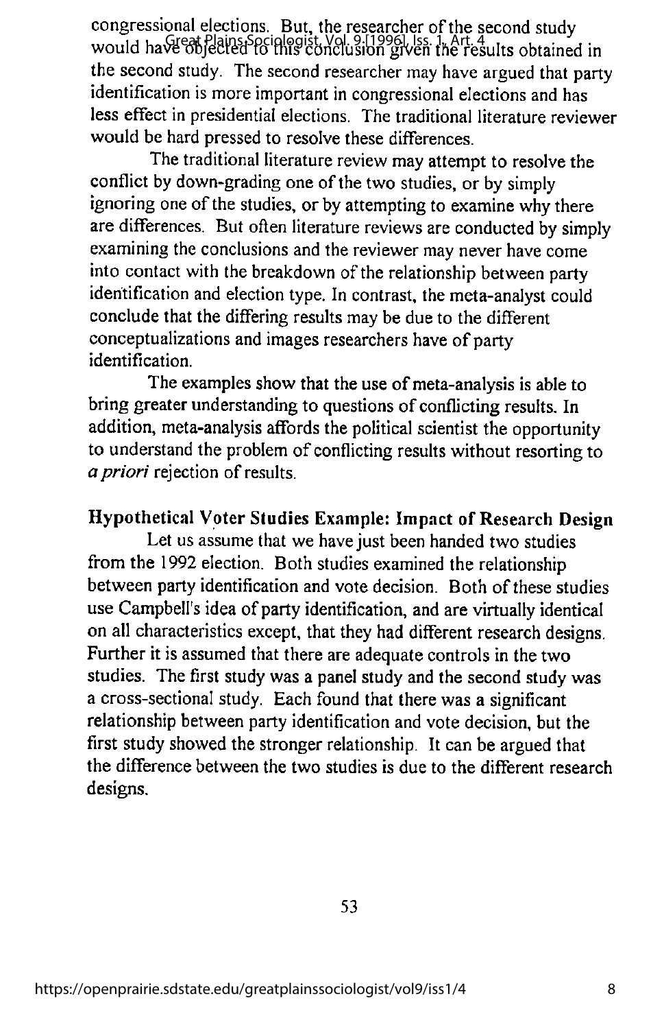congressional elections. But, the researcher of the second study would have objected to this conclusion given the results obtained in the second study. The second researcher may have argued that party identification is more important in congressional elections and has less effect in presidential elections. The traditional literature reviewer would be hard pressed to resolve these differences.

The traditional literature review may attempt to resolve the conflict by down-grading one of the two studies, or by simply ignoring one of the studies, or by attempting to examine why there are differences. But often literature reviews are conducted by simply examining the conclusions and the reviewer may never have come into contact with the breakdown of the relationship between party identification and election type. In contrast, the meta-analyst could conclude that the differing results may be due to the different conceptualizations and images researchers have of party identification.

The examples show that the use of meta-analysis is able to bring greater understanding to questions of conflicting results. In addition, meta-analysis affords the political scientist the opportunity to understand the problem of conflicting results without resorting to *a priori* rejection of results.

## Hypothetical Voter Studies Example: Impact of Research Design

Let us assume that we have just been handed two studies from the 1992 election. Both studies examined the relationship between party identification and vote decision. Both of these studies use Campbell's idea of party identification, and are virtually identical on all characteristics except, that they had different research designs. Further it is assumed that there are adequate controls in the two studies. The first study was a panel study and the second study was a cross-sectional study. Each found that there was a significant relationship between party identification and vote decision, but the first study showed the stronger relationship. It can be argued that the difference between the two studies is due to the different research designs.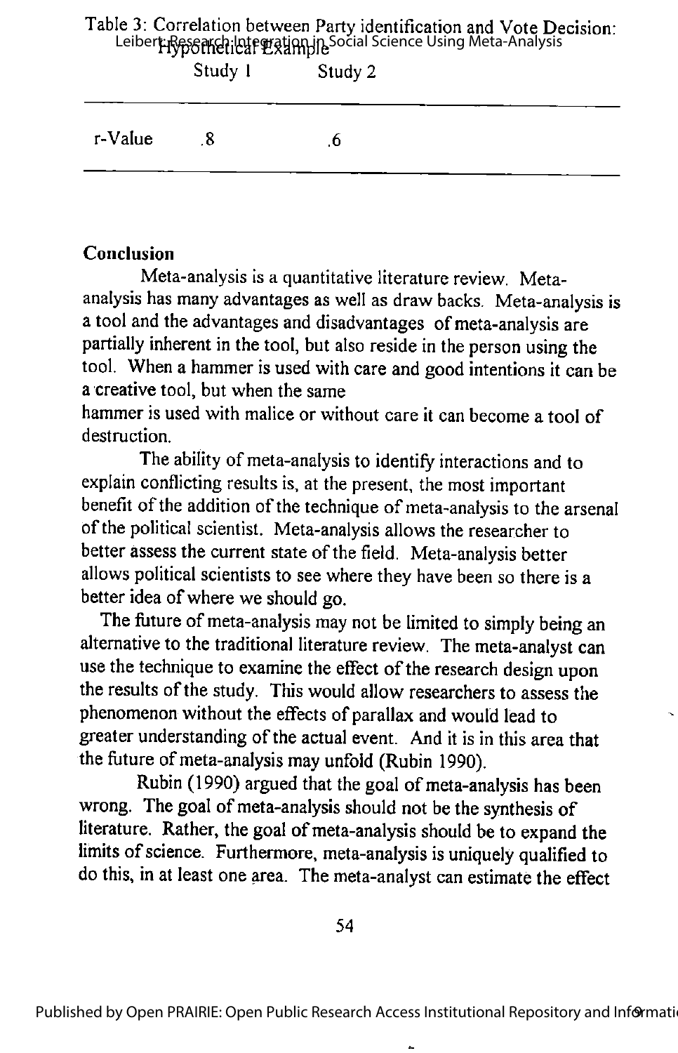Table 3: Correlation between Party identification and Vote Decision: Hypothetical Example

| | Study 1 | Study 2 |
|---|---|---|
| r-Value | .8 | .6 |

## Conclusion

Meta-analysis is a quantitative literature review. Meta-analysis has many advantages as well as draw backs. Meta-analysis is a tool and the advantages and disadvantages of meta-analysis are partially inherent in the tool, but also reside in the person using the tool. When a hammer is used with care and good intentions it can be a creative tool, but when the same hammer is used with malice or without care it can become a tool of destruction.

The ability of meta-analysis to identify interactions and to explain conflicting results is, at the present, the most important benefit of the addition of the technique of meta-analysis to the arsenal of the political scientist. Meta-analysis allows the researcher to better assess the current state of the field. Meta-analysis better allows political scientists to see where they have been so there is a better idea of where we should go.

The future of meta-analysis may not be limited to simply being an alternative to the traditional literature review. The meta-analyst can use the technique to examine the effect of the research design upon the results of the study. This would allow researchers to assess the phenomenon without the effects of parallax and would lead to greater understanding of the actual event. And it is in this area that the future of meta-analysis may unfold (Rubin 1990).

Rubin (1990) argued that the goal of meta-analysis has been wrong. The goal of meta-analysis should not be the synthesis of literature. Rather, the goal of meta-analysis should be to expand the limits of science. Furthermore, meta-analysis is uniquely qualified to do this, in at least one area. The meta-analyst can estimate the effect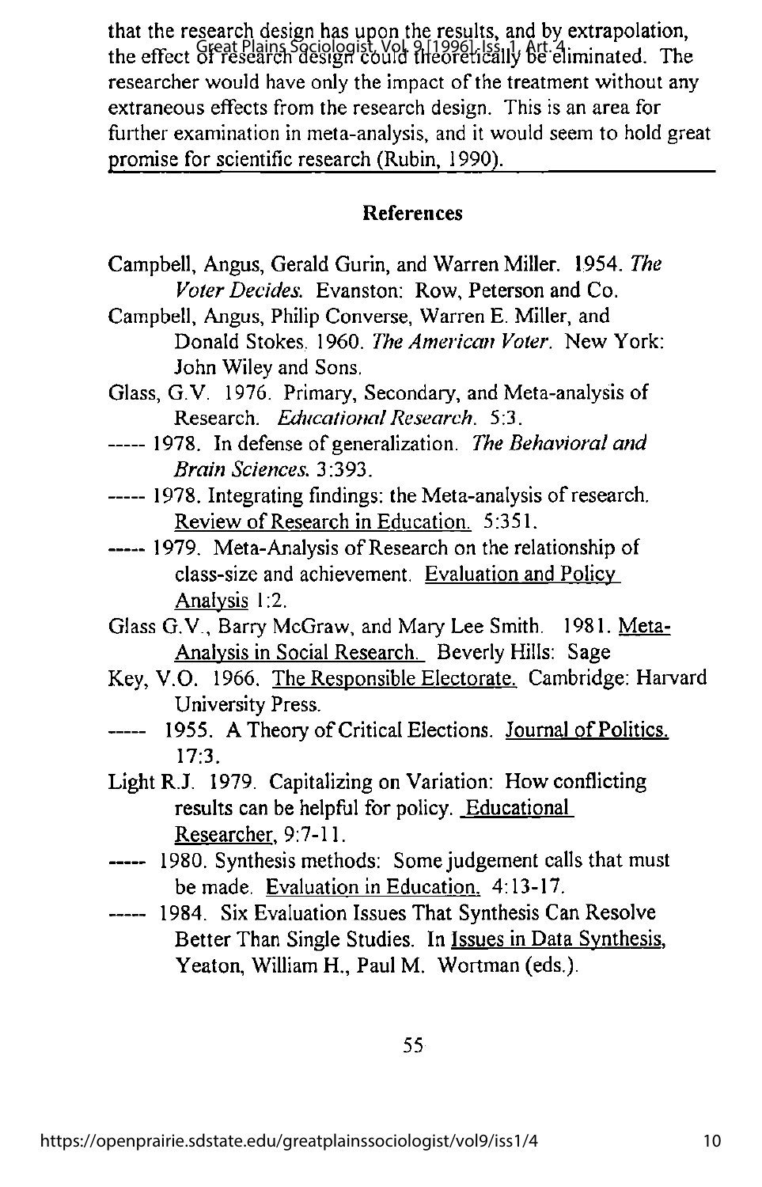that the research design has upon the results, and by extrapolation, the effect of research design could theoretically be eliminated. The researcher would have only the impact of the treatment without any extraneous effects from the research design. This is an area for further examination in meta-analysis, and it would seem to hold great promise for scientific research (Rubin, 1990).

## References

Campbell, Angus, Gerald Gurin, and Warren Miller. 1954. *The Voter Decides.* Evanston: Row, Peterson and Co.

Campbell, Angus, Philip Converse, Warren E. Miller, and Donald Stokes. 1960. *The American Voter.* New York: John Wiley and Sons.

Glass, G.V. 1976. Primary, Secondary, and Meta-analysis of Research. *Educational Research.* 5:3.

----- 1978. In defense of generalization. *The Behavioral and Brain Sciences.* 3:393.

----- 1978. Integrating findings: the Meta-analysis of research. Review of Research in Education. 5:351.

----- 1979. Meta-Analysis of Research on the relationship of class-size and achievement. Evaluation and Policy Analysis 1:2.

Glass G.V., Barry McGraw, and Mary Lee Smith. 1981. Meta-Analysis in Social Research. Beverly Hills: Sage

Key, V.O. 1966. The Responsible Electorate. Cambridge: Harvard University Press.

----- 1955. A Theory of Critical Elections. Journal of Politics. 17:3.

Light R.J. 1979. Capitalizing on Variation: How conflicting results can be helpful for policy. Educational Researcher, 9:7-11.

----- 1980. Synthesis methods: Some judgement calls that must be made. Evaluation in Education. 4:13-17.

----- 1984. Six Evaluation Issues That Synthesis Can Resolve Better Than Single Studies. In Issues in Data Synthesis, Yeaton, William H., Paul M. Wortman (eds.).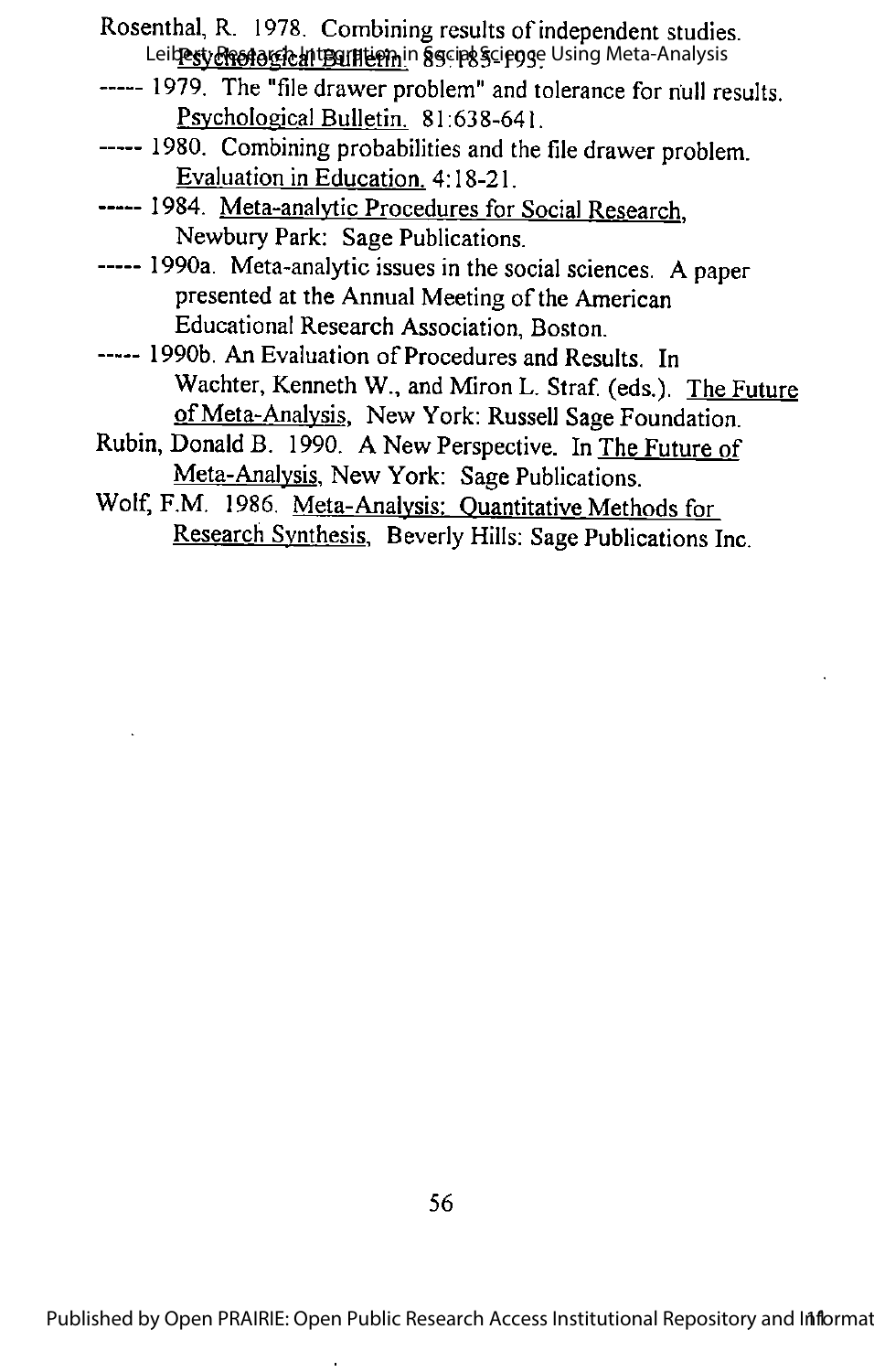Rosenthal, R. 1978. Combining results of independent studies. Psychological Bulletin. 85:185-193.

----- 1979. The "file drawer problem" and tolerance for null results. Psychological Bulletin. 81:638-641.

----- 1980. Combining probabilities and the file drawer problem. Evaluation in Education. 4:18-21.

----- 1984. Meta-analytic Procedures for Social Research, Newbury Park: Sage Publications.

----- 1990a. Meta-analytic issues in the social sciences. A paper presented at the Annual Meeting of the American Educational Research Association, Boston.

----- 1990b. An Evaluation of Procedures and Results. In Wachter, Kenneth W., and Miron L. Straf. (eds.). The Future of Meta-Analysis, New York: Russell Sage Foundation.

Rubin, Donald B. 1990. A New Perspective. In The Future of Meta-Analysis, New York: Sage Publications.

Wolf, F.M. 1986. Meta-Analysis: Quantitative Methods for Research Synthesis, Beverly Hills: Sage Publications Inc.